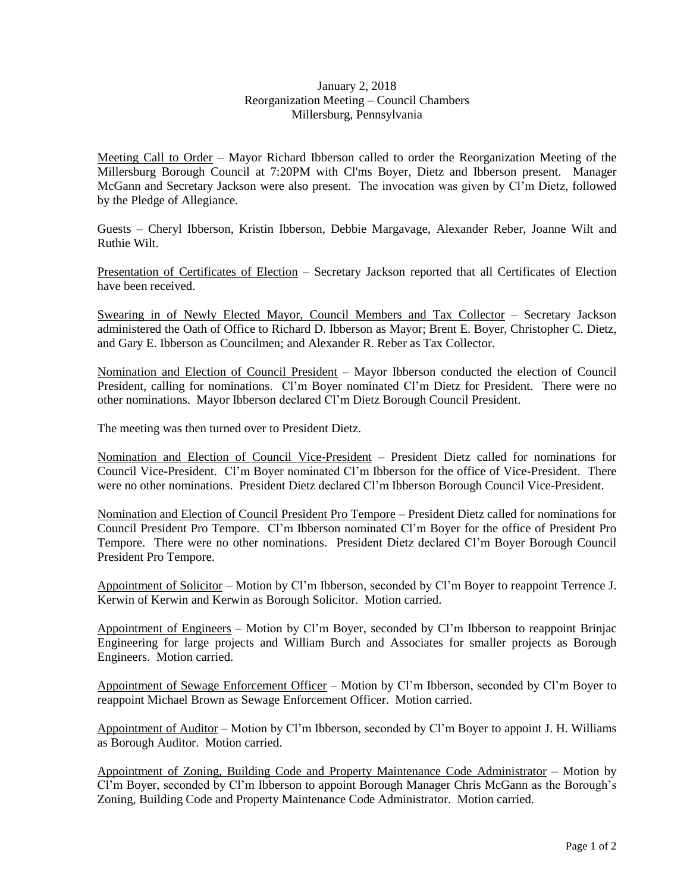January 2, 2018
Reorganization Meeting – Council Chambers
Millersburg, Pennsylvania

Meeting Call to Order – Mayor Richard Ibberson called to order the Reorganization Meeting of the Millersburg Borough Council at 7:20PM with Cl'ms Boyer, Dietz and Ibberson present. Manager McGann and Secretary Jackson were also present. The invocation was given by Cl'm Dietz, followed by the Pledge of Allegiance.

Guests – Cheryl Ibberson, Kristin Ibberson, Debbie Margavage, Alexander Reber, Joanne Wilt and Ruthie Wilt.

Presentation of Certificates of Election – Secretary Jackson reported that all Certificates of Election have been received.

Swearing in of Newly Elected Mayor, Council Members and Tax Collector – Secretary Jackson administered the Oath of Office to Richard D. Ibberson as Mayor; Brent E. Boyer, Christopher C. Dietz, and Gary E. Ibberson as Councilmen; and Alexander R. Reber as Tax Collector.

Nomination and Election of Council President – Mayor Ibberson conducted the election of Council President, calling for nominations. Cl'm Boyer nominated Cl'm Dietz for President. There were no other nominations. Mayor Ibberson declared Cl'm Dietz Borough Council President.

The meeting was then turned over to President Dietz.

Nomination and Election of Council Vice-President – President Dietz called for nominations for Council Vice-President. Cl'm Boyer nominated Cl'm Ibberson for the office of Vice-President. There were no other nominations. President Dietz declared Cl'm Ibberson Borough Council Vice-President.

Nomination and Election of Council President Pro Tempore – President Dietz called for nominations for Council President Pro Tempore. Cl'm Ibberson nominated Cl'm Boyer for the office of President Pro Tempore. There were no other nominations. President Dietz declared Cl'm Boyer Borough Council President Pro Tempore.

Appointment of Solicitor – Motion by Cl'm Ibberson, seconded by Cl'm Boyer to reappoint Terrence J. Kerwin of Kerwin and Kerwin as Borough Solicitor. Motion carried.

Appointment of Engineers – Motion by Cl'm Boyer, seconded by Cl'm Ibberson to reappoint Brinjac Engineering for large projects and William Burch and Associates for smaller projects as Borough Engineers. Motion carried.

Appointment of Sewage Enforcement Officer – Motion by Cl'm Ibberson, seconded by Cl'm Boyer to reappoint Michael Brown as Sewage Enforcement Officer. Motion carried.

Appointment of Auditor – Motion by Cl'm Ibberson, seconded by Cl'm Boyer to appoint J. H. Williams as Borough Auditor. Motion carried.

Appointment of Zoning, Building Code and Property Maintenance Code Administrator – Motion by Cl'm Boyer, seconded by Cl'm Ibberson to appoint Borough Manager Chris McGann as the Borough's Zoning, Building Code and Property Maintenance Code Administrator. Motion carried.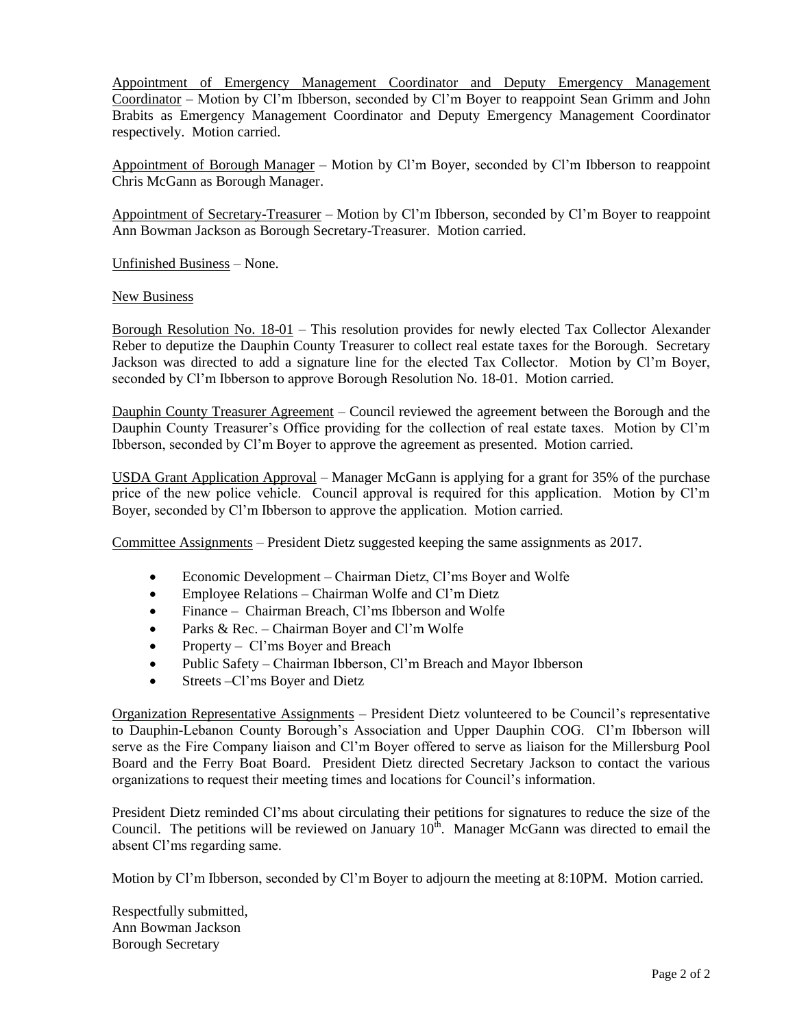Appointment of Emergency Management Coordinator and Deputy Emergency Management Coordinator – Motion by Cl'm Ibberson, seconded by Cl'm Boyer to reappoint Sean Grimm and John Brabits as Emergency Management Coordinator and Deputy Emergency Management Coordinator respectively. Motion carried.

Appointment of Borough Manager – Motion by Cl'm Boyer, seconded by Cl'm Ibberson to reappoint Chris McGann as Borough Manager.

Appointment of Secretary-Treasurer – Motion by Cl'm Ibberson, seconded by Cl'm Boyer to reappoint Ann Bowman Jackson as Borough Secretary-Treasurer. Motion carried.

Unfinished Business – None.

New Business

Borough Resolution No. 18-01 – This resolution provides for newly elected Tax Collector Alexander Reber to deputize the Dauphin County Treasurer to collect real estate taxes for the Borough. Secretary Jackson was directed to add a signature line for the elected Tax Collector. Motion by Cl'm Boyer, seconded by Cl'm Ibberson to approve Borough Resolution No. 18-01. Motion carried.

Dauphin County Treasurer Agreement – Council reviewed the agreement between the Borough and the Dauphin County Treasurer's Office providing for the collection of real estate taxes. Motion by Cl'm Ibberson, seconded by Cl'm Boyer to approve the agreement as presented. Motion carried.

USDA Grant Application Approval – Manager McGann is applying for a grant for 35% of the purchase price of the new police vehicle. Council approval is required for this application. Motion by Cl'm Boyer, seconded by Cl'm Ibberson to approve the application. Motion carried.

Committee Assignments – President Dietz suggested keeping the same assignments as 2017.

- Economic Development – Chairman Dietz, Cl'ms Boyer and Wolfe
- Employee Relations – Chairman Wolfe and Cl'm Dietz
- Finance – Chairman Breach, Cl'ms Ibberson and Wolfe
- Parks & Rec. – Chairman Boyer and Cl'm Wolfe
- Property – Cl'ms Boyer and Breach
- Public Safety – Chairman Ibberson, Cl'm Breach and Mayor Ibberson
- Streets –Cl'ms Boyer and Dietz

Organization Representative Assignments – President Dietz volunteered to be Council's representative to Dauphin-Lebanon County Borough's Association and Upper Dauphin COG. Cl'm Ibberson will serve as the Fire Company liaison and Cl'm Boyer offered to serve as liaison for the Millersburg Pool Board and the Ferry Boat Board. President Dietz directed Secretary Jackson to contact the various organizations to request their meeting times and locations for Council's information.

President Dietz reminded Cl'ms about circulating their petitions for signatures to reduce the size of the Council. The petitions will be reviewed on January 10th. Manager McGann was directed to email the absent Cl'ms regarding same.

Motion by Cl'm Ibberson, seconded by Cl'm Boyer to adjourn the meeting at 8:10PM. Motion carried.

Respectfully submitted,
Ann Bowman Jackson
Borough Secretary